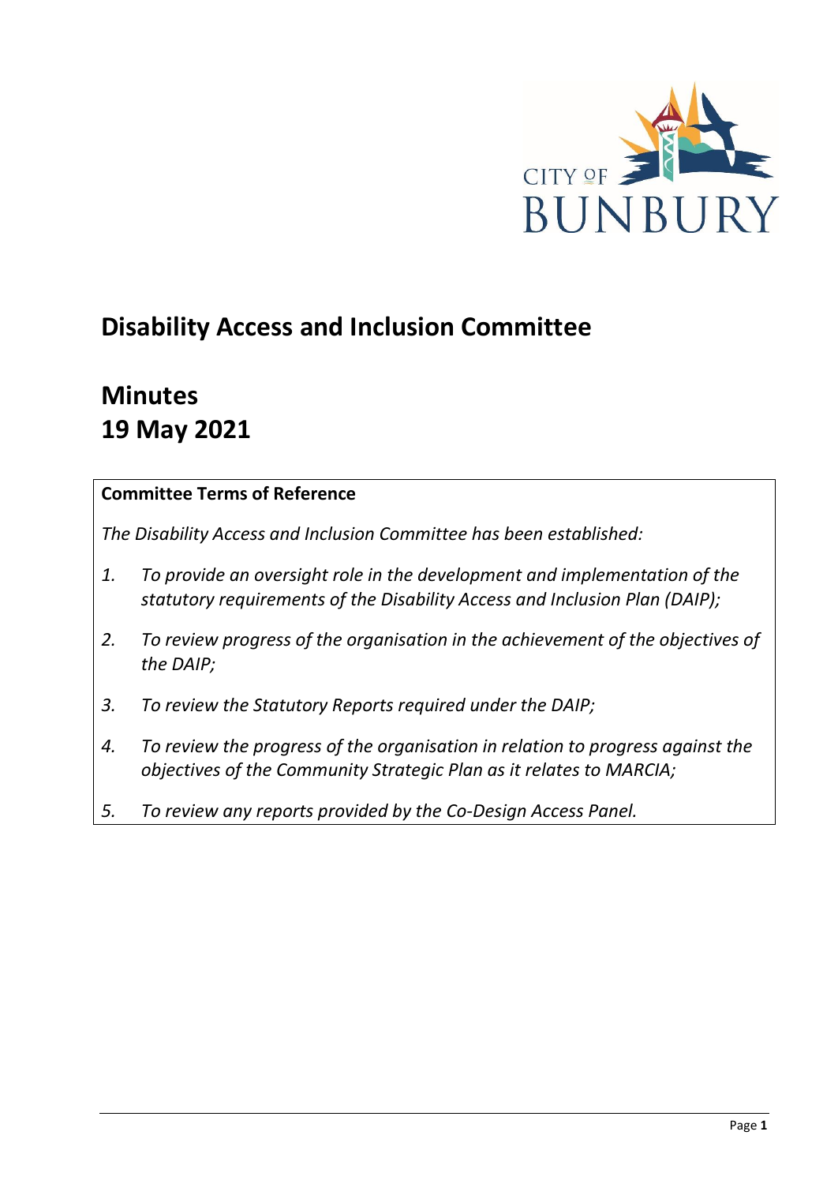# Disability Access and Inclusion Committee

## Minutes
## 19 May 2021

**Committee Terms of Reference**

*The Disability Access and Inclusion Committee has been established:*

1. *To provide an oversight role in the development and implementation of the statutory requirements of the Disability Access and Inclusion Plan (DAIP);*
2. *To review progress of the organisation in the achievement of the objectives of the DAIP;*
3. *To review the Statutory Reports required under the DAIP;*
4. *To review the progress of the organisation in relation to progress against the objectives of the Community Strategic Plan as it relates to MARCIA;*
5. *To review any reports provided by the Co-Design Access Panel.*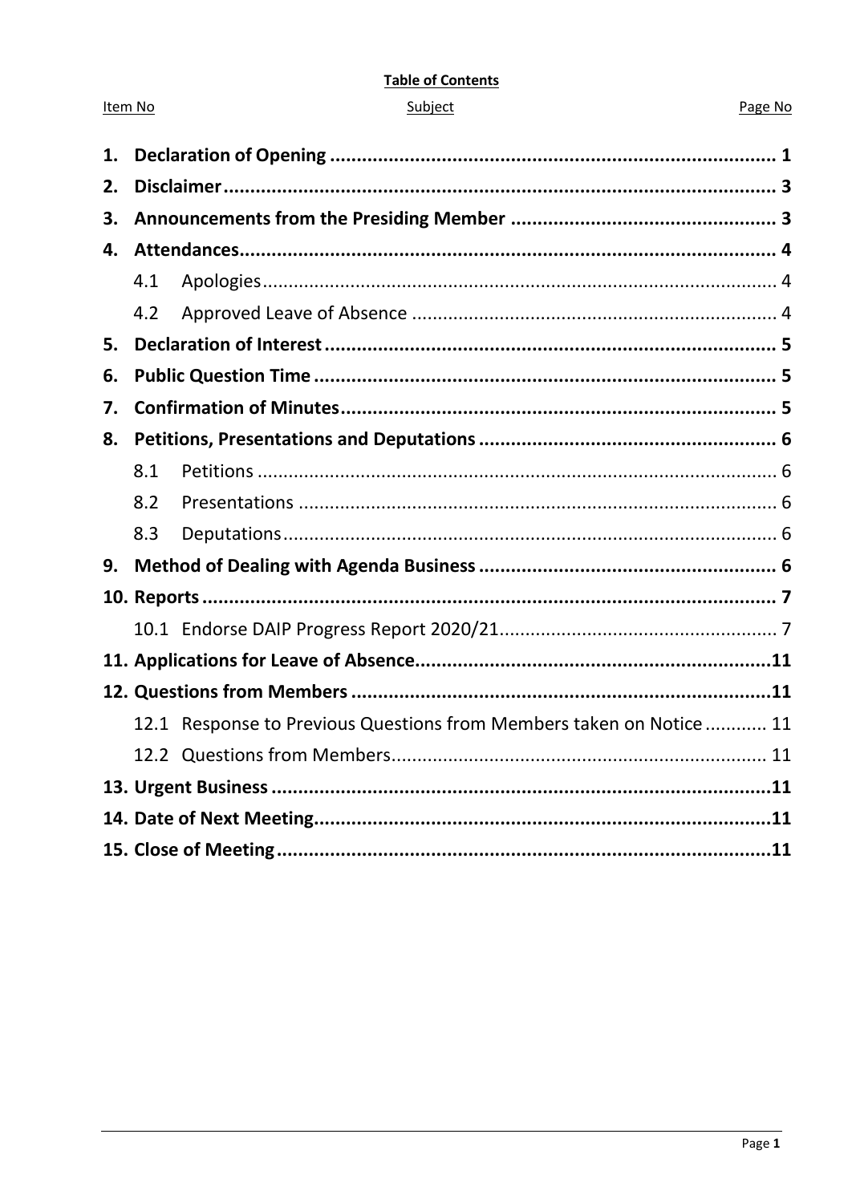**Table of Contents**

| Item No | Subject | Page No |
|---|---|---|
| **1.** | **Declaration of Opening** | **1** |
| **2.** | **Disclaimer** | **3** |
| **3.** | **Announcements from the Presiding Member** | **3** |
| **4.** | **Attendances** | **4** |
| 4.1 | Apologies | 4 |
| 4.2 | Approved Leave of Absence | 4 |
| **5.** | **Declaration of Interest** | **5** |
| **6.** | **Public Question Time** | **5** |
| **7.** | **Confirmation of Minutes** | **5** |
| **8.** | **Petitions, Presentations and Deputations** | **6** |
| 8.1 | Petitions | 6 |
| 8.2 | Presentations | 6 |
| 8.3 | Deputations | 6 |
| **9.** | **Method of Dealing with Agenda Business** | **6** |
| **10.** | **Reports** | **7** |
| 10.1 | Endorse DAIP Progress Report 2020/21 | 7 |
| **11.** | **Applications for Leave of Absence** | **11** |
| **12.** | **Questions from Members** | **11** |
| 12.1 | Response to Previous Questions from Members taken on Notice | 11 |
| 12.2 | Questions from Members | 11 |
| **13.** | **Urgent Business** | **11** |
| **14.** | **Date of Next Meeting** | **11** |
| **15.** | **Close of Meeting** | **11** |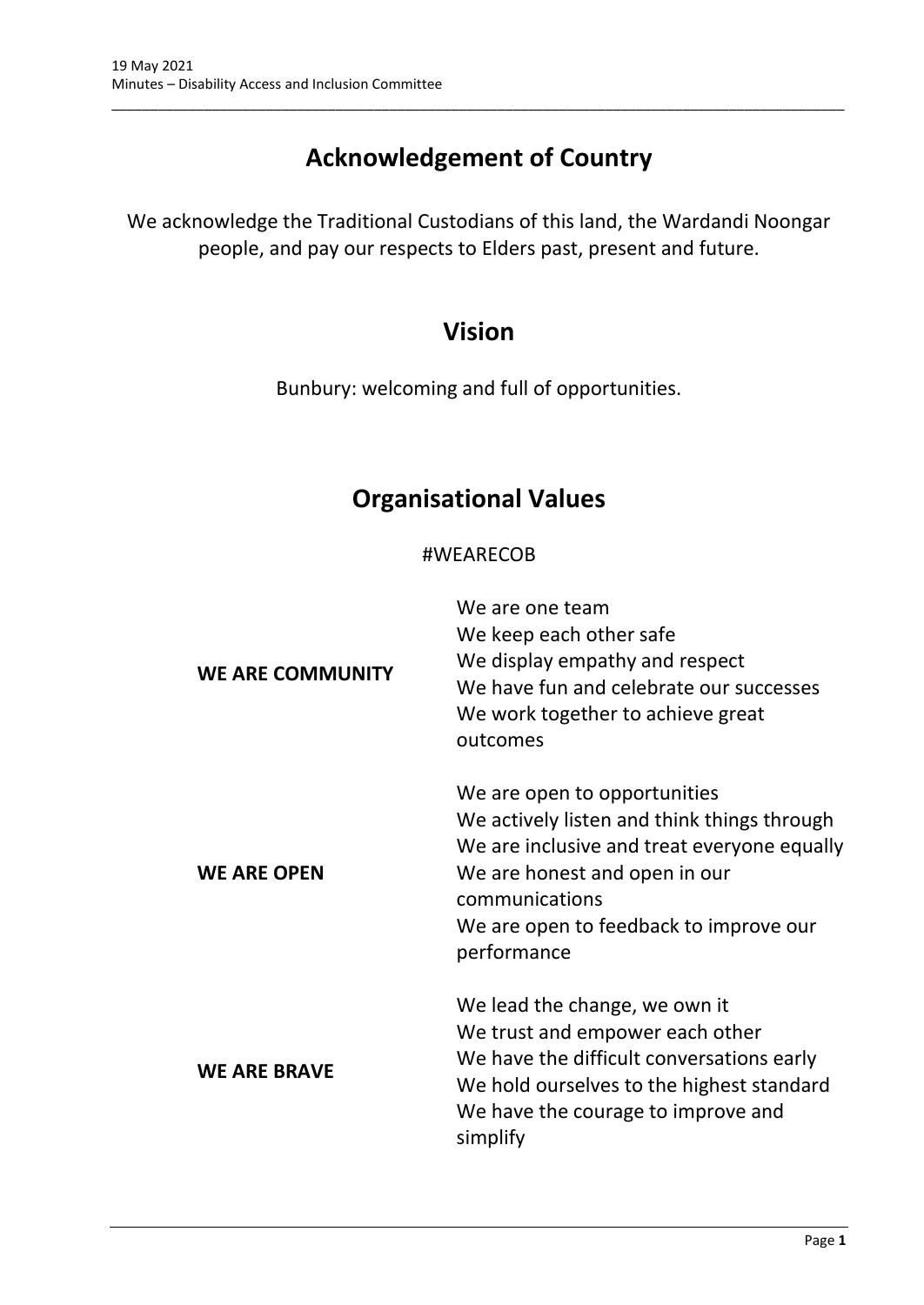# Acknowledgement of Country

We acknowledge the Traditional Custodians of this land, the Wardandi Noongar people, and pay our respects to Elders past, present and future.

# Vision

Bunbury: welcoming and full of opportunities.

# Organisational Values

#WEARECOB

| | |
|---|---|
| **WE ARE COMMUNITY** | We are one team<br>We keep each other safe<br>We display empathy and respect<br>We have fun and celebrate our successes<br>We work together to achieve great outcomes |
| **WE ARE OPEN** | We are open to opportunities<br>We actively listen and think things through<br>We are inclusive and treat everyone equally<br>We are honest and open in our communications<br>We are open to feedback to improve our performance |
| **WE ARE BRAVE** | We lead the change, we own it<br>We trust and empower each other<br>We have the difficult conversations early<br>We hold ourselves to the highest standard<br>We have the courage to improve and simplify |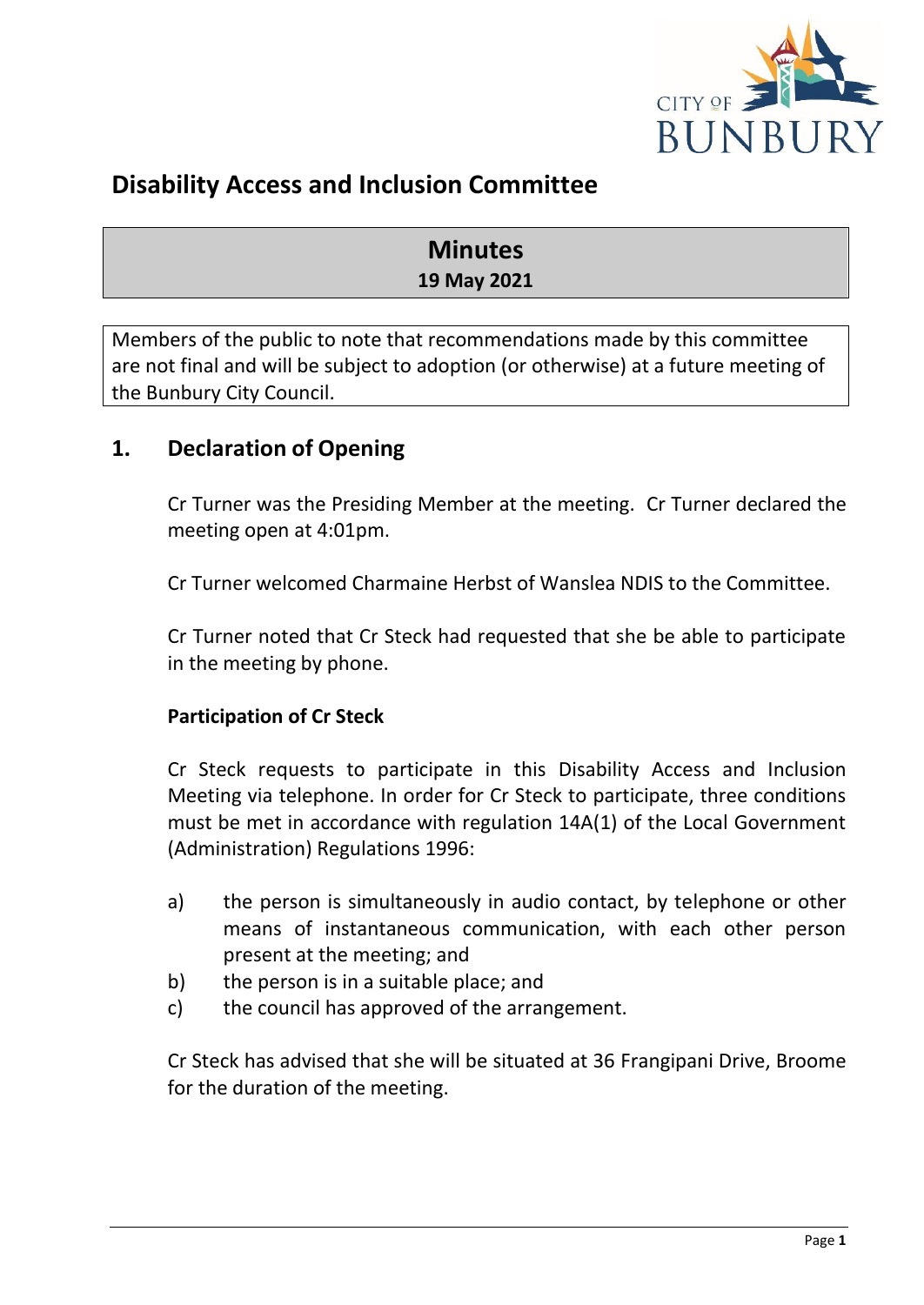# Disability Access and Inclusion Committee

## Minutes
**19 May 2021**

Members of the public to note that recommendations made by this committee are not final and will be subject to adoption (or otherwise) at a future meeting of the Bunbury City Council.

## 1. Declaration of Opening

Cr Turner was the Presiding Member at the meeting. Cr Turner declared the meeting open at 4:01pm.

Cr Turner welcomed Charmaine Herbst of Wanslea NDIS to the Committee.

Cr Turner noted that Cr Steck had requested that she be able to participate in the meeting by phone.

**Participation of Cr Steck**

Cr Steck requests to participate in this Disability Access and Inclusion Meeting via telephone. In order for Cr Steck to participate, three conditions must be met in accordance with regulation 14A(1) of the Local Government (Administration) Regulations 1996:

a) the person is simultaneously in audio contact, by telephone or other means of instantaneous communication, with each other person present at the meeting; and
b) the person is in a suitable place; and
c) the council has approved of the arrangement.

Cr Steck has advised that she will be situated at 36 Frangipani Drive, Broome for the duration of the meeting.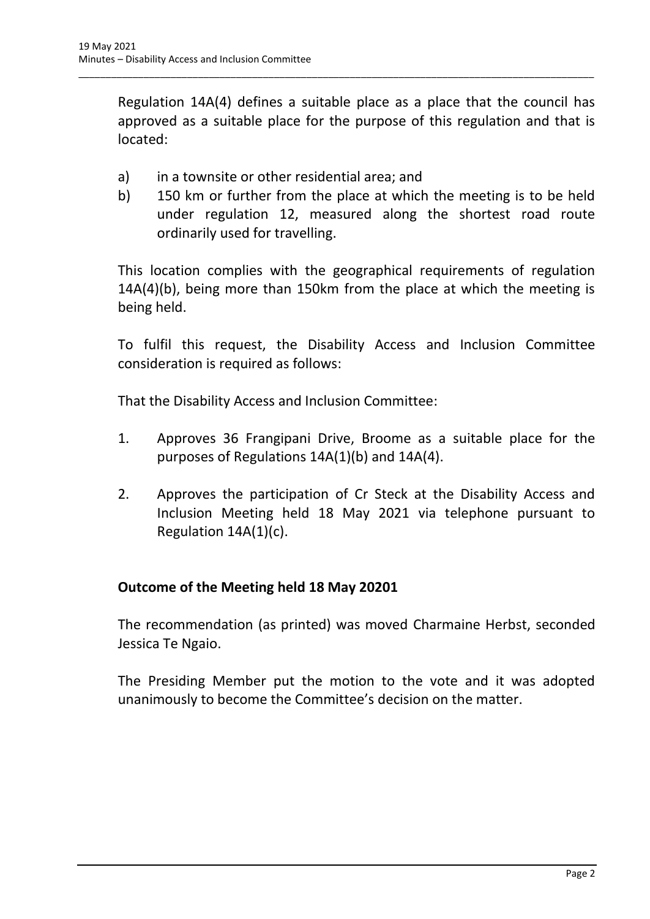Regulation 14A(4) defines a suitable place as a place that the council has approved as a suitable place for the purpose of this regulation and that is located:

a) in a townsite or other residential area; and
b) 150 km or further from the place at which the meeting is to be held under regulation 12, measured along the shortest road route ordinarily used for travelling.

This location complies with the geographical requirements of regulation 14A(4)(b), being more than 150km from the place at which the meeting is being held.

To fulfil this request, the Disability Access and Inclusion Committee consideration is required as follows:

That the Disability Access and Inclusion Committee:

1. Approves 36 Frangipani Drive, Broome as a suitable place for the purposes of Regulations 14A(1)(b) and 14A(4).

2. Approves the participation of Cr Steck at the Disability Access and Inclusion Meeting held 18 May 2021 via telephone pursuant to Regulation 14A(1)(c).

**Outcome of the Meeting held 18 May 20201**

The recommendation (as printed) was moved Charmaine Herbst, seconded Jessica Te Ngaio.

The Presiding Member put the motion to the vote and it was adopted unanimously to become the Committee's decision on the matter.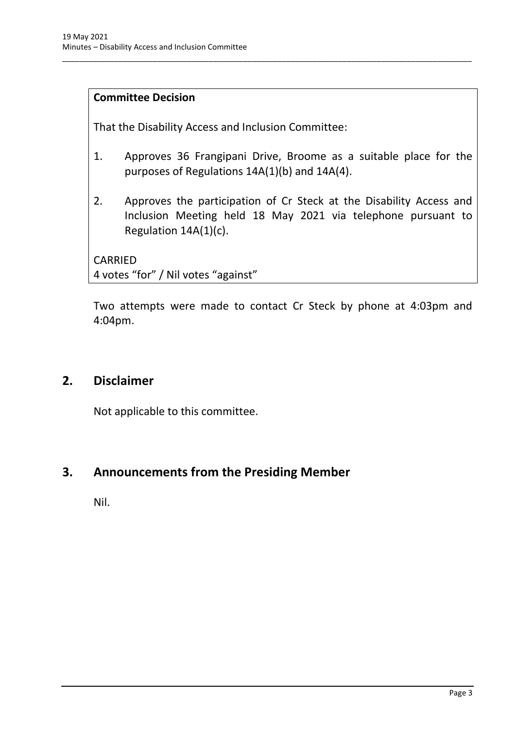**Committee Decision**

That the Disability Access and Inclusion Committee:

1. Approves 36 Frangipani Drive, Broome as a suitable place for the purposes of Regulations 14A(1)(b) and 14A(4).

2. Approves the participation of Cr Steck at the Disability Access and Inclusion Meeting held 18 May 2021 via telephone pursuant to Regulation 14A(1)(c).

CARRIED
4 votes "for" / Nil votes "against"

Two attempts were made to contact Cr Steck by phone at 4:03pm and 4:04pm.

## 2. Disclaimer

Not applicable to this committee.

## 3. Announcements from the Presiding Member

Nil.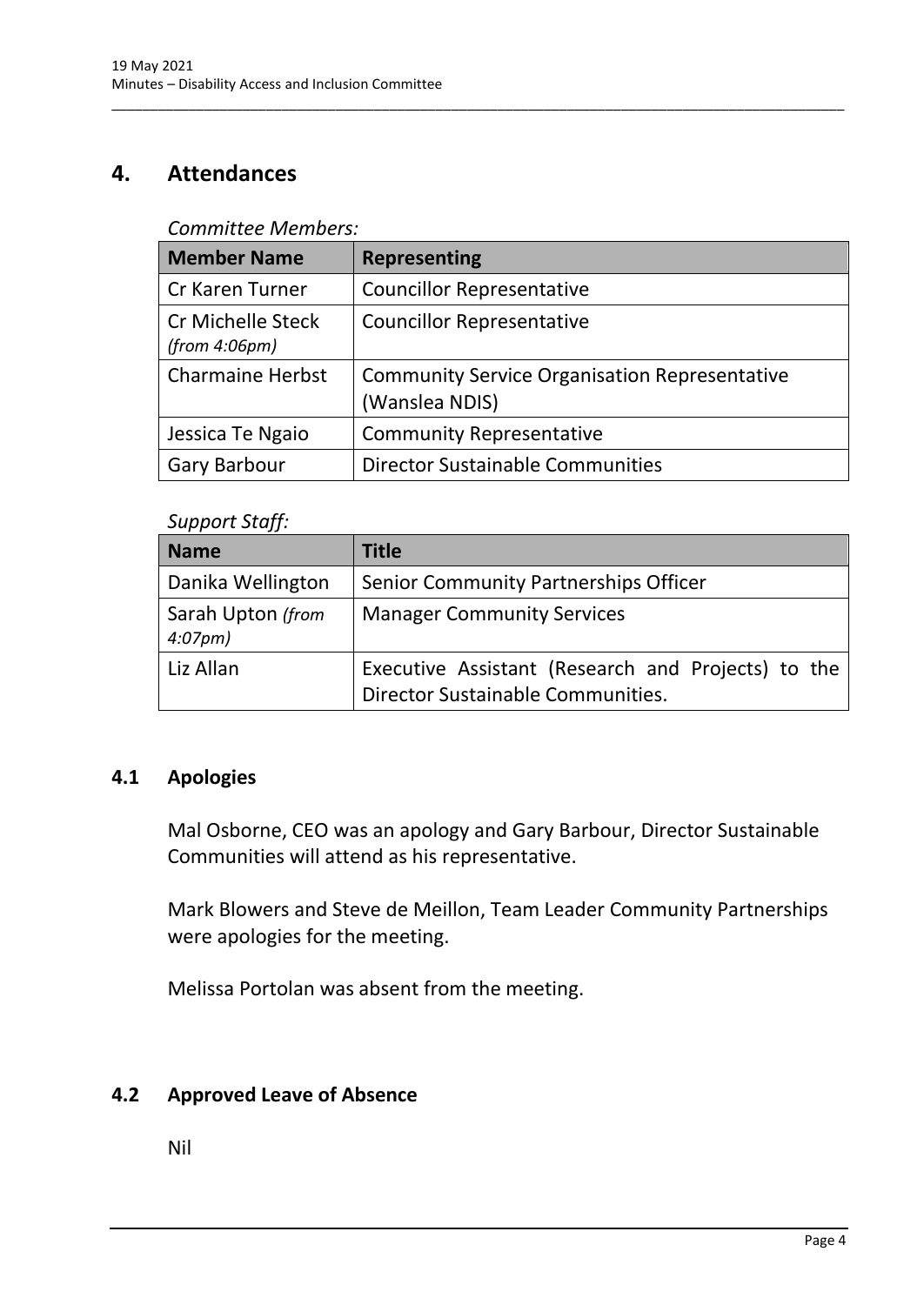## 4. Attendances

*Committee Members:*

| Member Name | Representing |
|---|---|
| Cr Karen Turner | Councillor Representative |
| Cr Michelle Steck *(from 4:06pm)* | Councillor Representative |
| Charmaine Herbst | Community Service Organisation Representative (Wanslea NDIS) |
| Jessica Te Ngaio | Community Representative |
| Gary Barbour | Director Sustainable Communities |

*Support Staff:*

| Name | Title |
|---|---|
| Danika Wellington | Senior Community Partnerships Officer |
| Sarah Upton *(from 4:07pm)* | Manager Community Services |
| Liz Allan | Executive Assistant (Research and Projects) to the Director Sustainable Communities. |

### 4.1 Apologies

Mal Osborne, CEO was an apology and Gary Barbour, Director Sustainable Communities will attend as his representative.

Mark Blowers and Steve de Meillon, Team Leader Community Partnerships were apologies for the meeting.

Melissa Portolan was absent from the meeting.

### 4.2 Approved Leave of Absence

Nil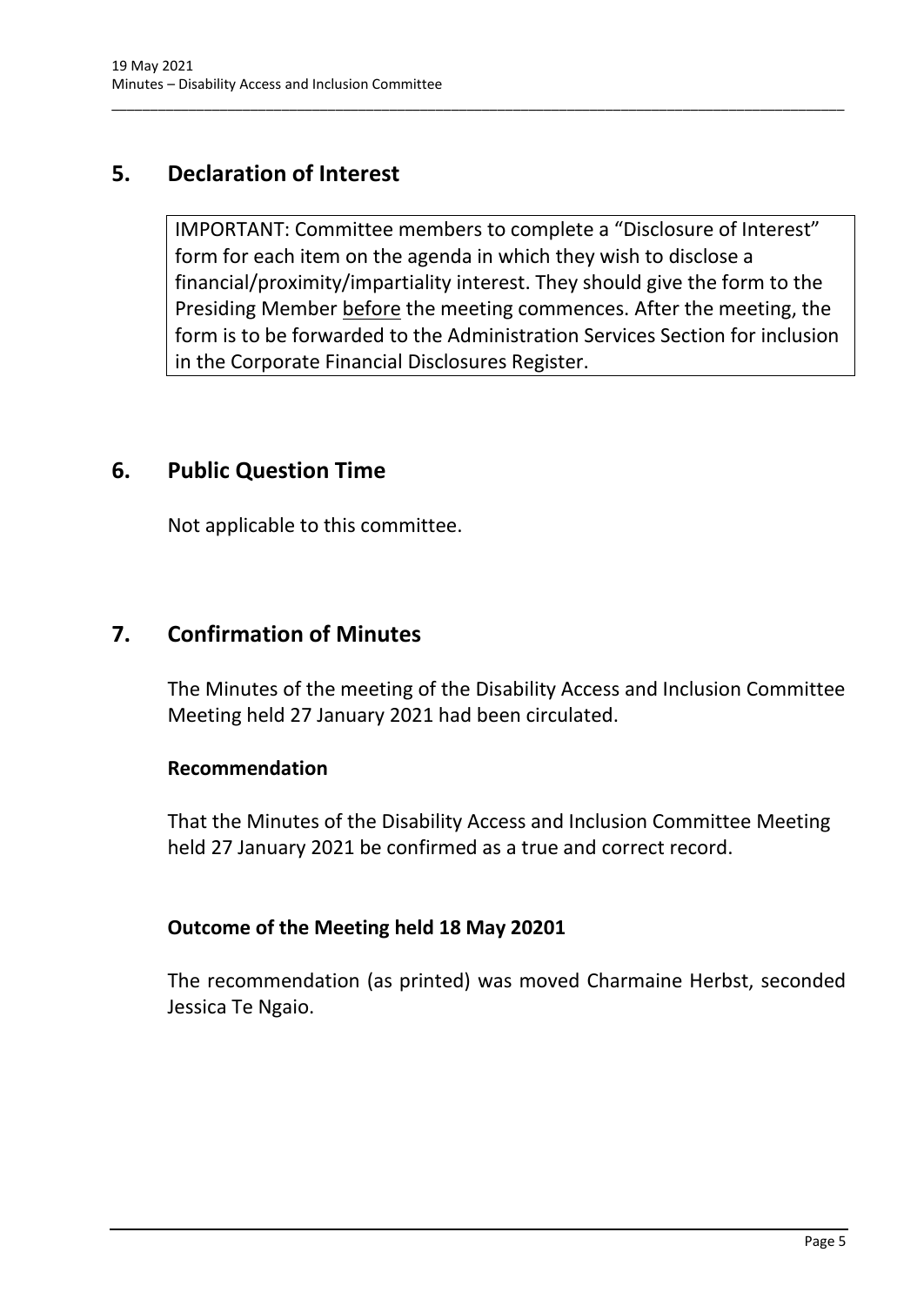## 5. Declaration of Interest

IMPORTANT: Committee members to complete a "Disclosure of Interest" form for each item on the agenda in which they wish to disclose a financial/proximity/impartiality interest. They should give the form to the Presiding Member <u>before</u> the meeting commences. After the meeting, the form is to be forwarded to the Administration Services Section for inclusion in the Corporate Financial Disclosures Register.

## 6. Public Question Time

Not applicable to this committee.

## 7. Confirmation of Minutes

The Minutes of the meeting of the Disability Access and Inclusion Committee Meeting held 27 January 2021 had been circulated.

**Recommendation**

That the Minutes of the Disability Access and Inclusion Committee Meeting held 27 January 2021 be confirmed as a true and correct record.

**Outcome of the Meeting held 18 May 20201**

The recommendation (as printed) was moved Charmaine Herbst, seconded Jessica Te Ngaio.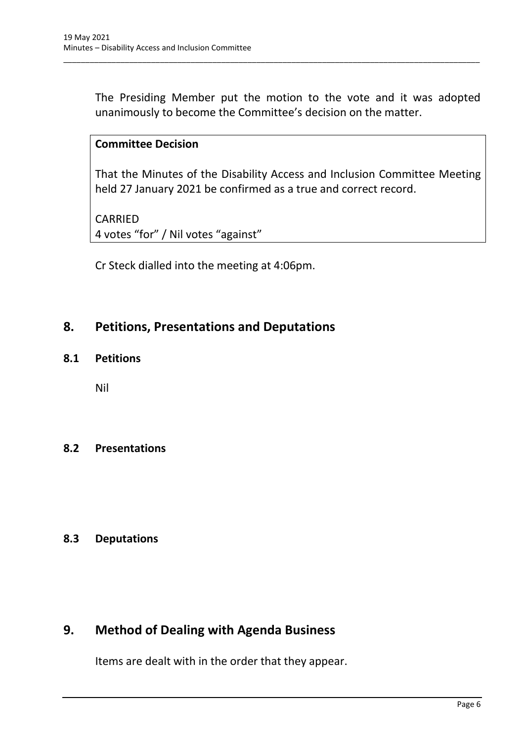The Presiding Member put the motion to the vote and it was adopted unanimously to become the Committee's decision on the matter.

**Committee Decision**

That the Minutes of the Disability Access and Inclusion Committee Meeting held 27 January 2021 be confirmed as a true and correct record.

CARRIED
4 votes "for" / Nil votes "against"

Cr Steck dialled into the meeting at 4:06pm.

# 8. Petitions, Presentations and Deputations

## 8.1 Petitions

Nil

## 8.2 Presentations

## 8.3 Deputations

# 9. Method of Dealing with Agenda Business

Items are dealt with in the order that they appear.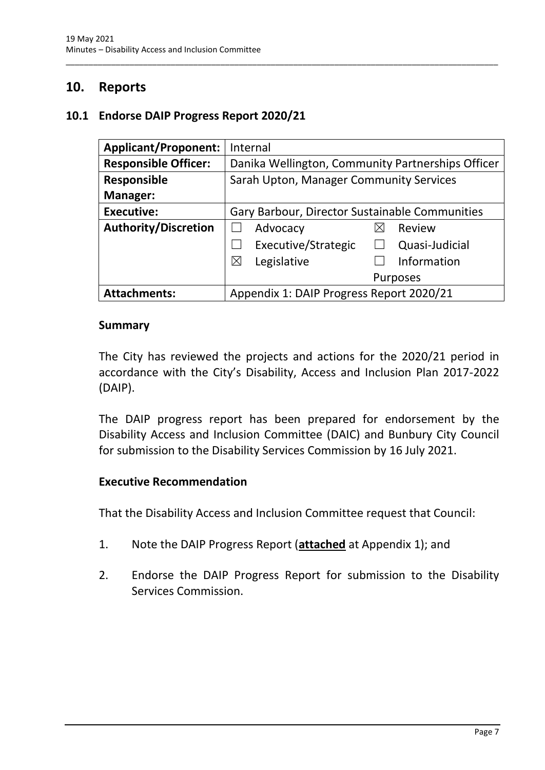## 10. Reports

### 10.1 Endorse DAIP Progress Report 2020/21

| | |
|---|---|
| **Applicant/Proponent:** | Internal |
| **Responsible Officer:** | Danika Wellington, Community Partnerships Officer |
| **Responsible Manager:** | Sarah Upton, Manager Community Services |
| **Executive:** | Gary Barbour, Director Sustainable Communities |
| **Authority/Discretion** | ☐ Advocacy ☒ Review<br>☐ Executive/Strategic ☐ Quasi-Judicial<br>☒ Legislative ☐ Information Purposes |
| **Attachments:** | Appendix 1: DAIP Progress Report 2020/21 |

#### Summary

The City has reviewed the projects and actions for the 2020/21 period in accordance with the City's Disability, Access and Inclusion Plan 2017-2022 (DAIP).

The DAIP progress report has been prepared for endorsement by the Disability Access and Inclusion Committee (DAIC) and Bunbury City Council for submission to the Disability Services Commission by 16 July 2021.

#### Executive Recommendation

That the Disability Access and Inclusion Committee request that Council:

1. Note the DAIP Progress Report (**attached** at Appendix 1); and
2. Endorse the DAIP Progress Report for submission to the Disability Services Commission.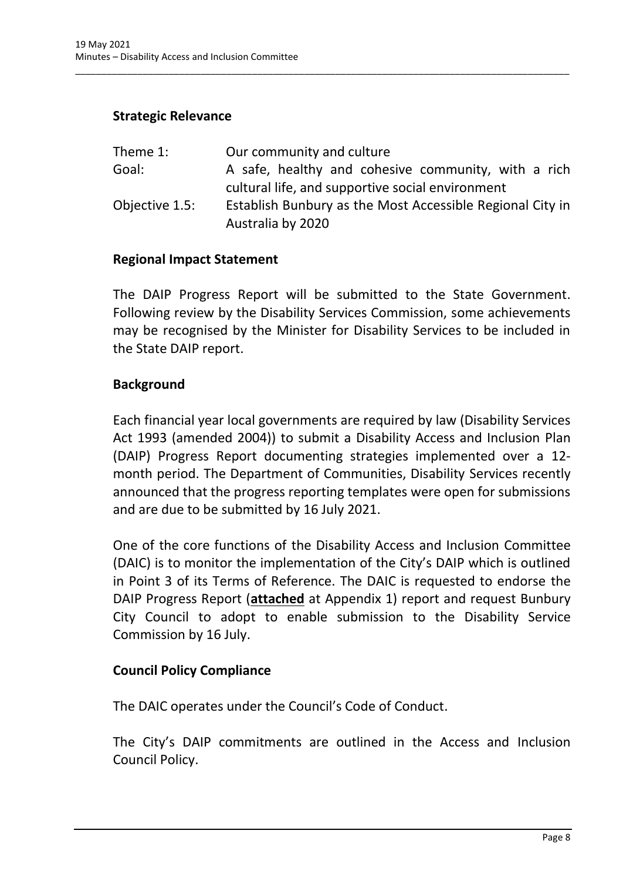## Strategic Relevance

| | |
|---|---|
| Theme 1: | Our community and culture |
| Goal: | A safe, healthy and cohesive community, with a rich cultural life, and supportive social environment |
| Objective 1.5: | Establish Bunbury as the Most Accessible Regional City in Australia by 2020 |

## Regional Impact Statement

The DAIP Progress Report will be submitted to the State Government. Following review by the Disability Services Commission, some achievements may be recognised by the Minister for Disability Services to be included in the State DAIP report.

## Background

Each financial year local governments are required by law (Disability Services Act 1993 (amended 2004)) to submit a Disability Access and Inclusion Plan (DAIP) Progress Report documenting strategies implemented over a 12-month period. The Department of Communities, Disability Services recently announced that the progress reporting templates were open for submissions and are due to be submitted by 16 July 2021.

One of the core functions of the Disability Access and Inclusion Committee (DAIC) is to monitor the implementation of the City's DAIP which is outlined in Point 3 of its Terms of Reference. The DAIC is requested to endorse the DAIP Progress Report (**attached** at Appendix 1) report and request Bunbury City Council to adopt to enable submission to the Disability Service Commission by 16 July.

## Council Policy Compliance

The DAIC operates under the Council's Code of Conduct.

The City's DAIP commitments are outlined in the Access and Inclusion Council Policy.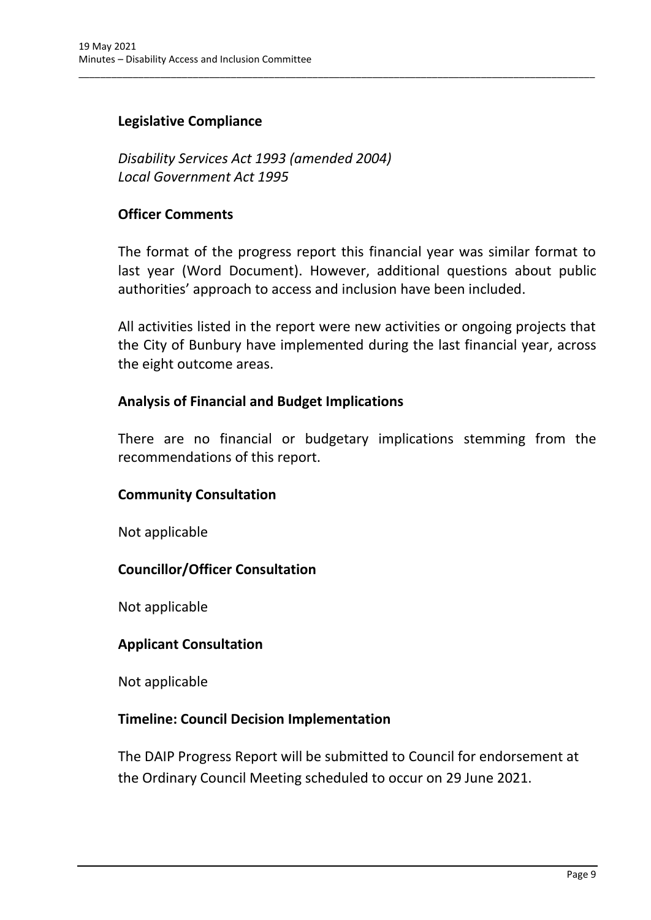### Legislative Compliance

*Disability Services Act 1993 (amended 2004)*
*Local Government Act 1995*

### Officer Comments

The format of the progress report this financial year was similar format to last year (Word Document). However, additional questions about public authorities' approach to access and inclusion have been included.

All activities listed in the report were new activities or ongoing projects that the City of Bunbury have implemented during the last financial year, across the eight outcome areas.

### Analysis of Financial and Budget Implications

There are no financial or budgetary implications stemming from the recommendations of this report.

### Community Consultation

Not applicable

### Councillor/Officer Consultation

Not applicable

### Applicant Consultation

Not applicable

### Timeline: Council Decision Implementation

The DAIP Progress Report will be submitted to Council for endorsement at the Ordinary Council Meeting scheduled to occur on 29 June 2021.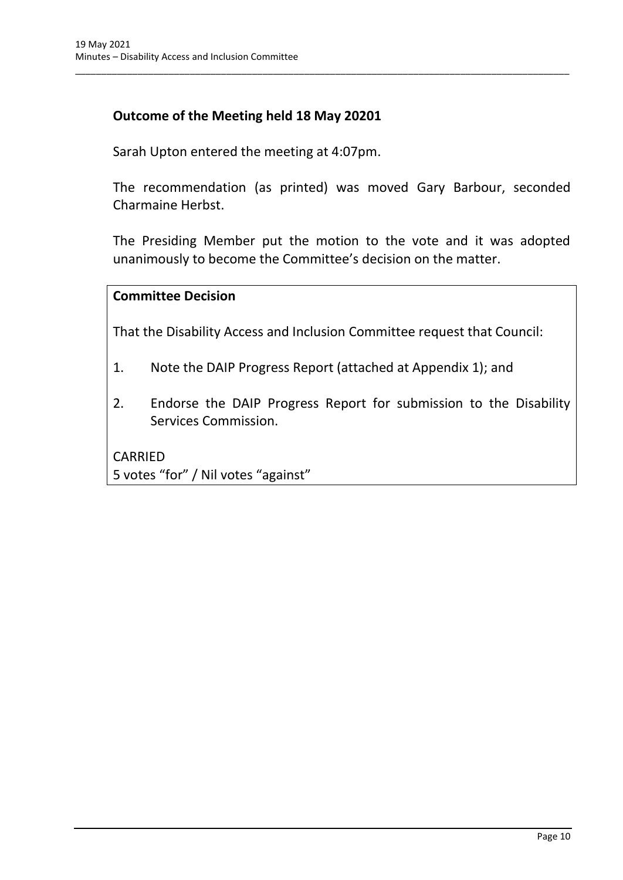## Outcome of the Meeting held 18 May 20201

Sarah Upton entered the meeting at 4:07pm.

The recommendation (as printed) was moved Gary Barbour, seconded Charmaine Herbst.

The Presiding Member put the motion to the vote and it was adopted unanimously to become the Committee's decision on the matter.

**Committee Decision**

That the Disability Access and Inclusion Committee request that Council:

1. Note the DAIP Progress Report (attached at Appendix 1); and
2. Endorse the DAIP Progress Report for submission to the Disability Services Commission.

CARRIED
5 votes "for" / Nil votes "against"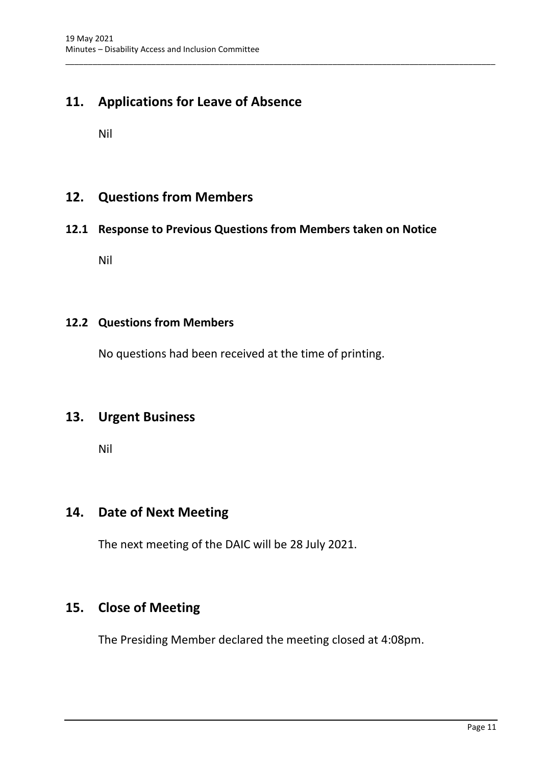## 11. Applications for Leave of Absence

Nil

## 12. Questions from Members

### 12.1 Response to Previous Questions from Members taken on Notice

Nil

### 12.2 Questions from Members

No questions had been received at the time of printing.

## 13. Urgent Business

Nil

## 14. Date of Next Meeting

The next meeting of the DAIC will be 28 July 2021.

## 15. Close of Meeting

The Presiding Member declared the meeting closed at 4:08pm.